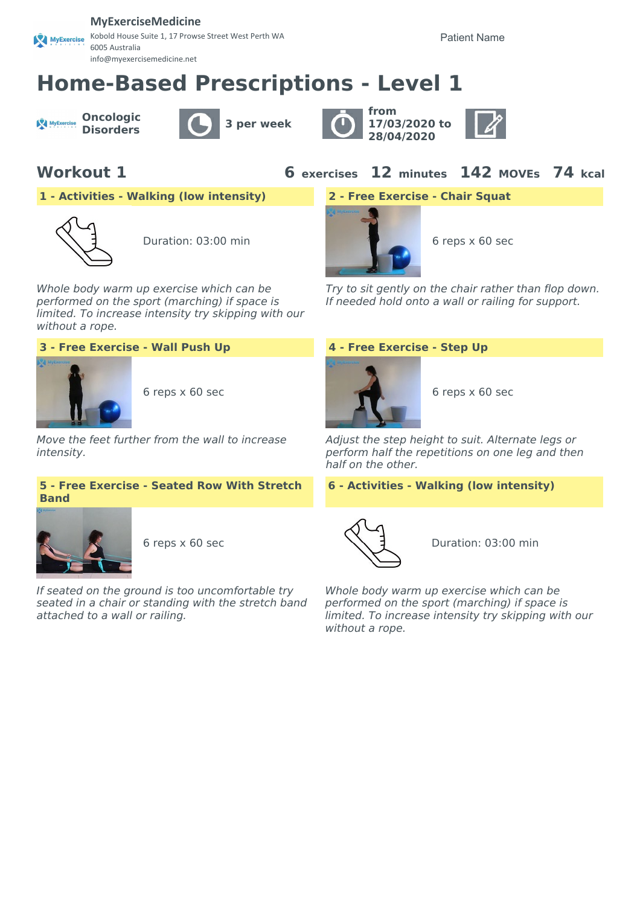**MyExerciseMedicine**
Kobold House Suite 1, 17 Prowse Street West Perth WA 6005 Australia
info@myexercisemedicine.net

Patient Name

# Home-Based Prescriptions - Level 1

**Oncologic Disorders** | **3 per week** | **from 17/03/2020 to 28/04/2020**

## Workout 1

**6 exercises** **12 minutes** **142 MOVEs** **74 kcal**

### 1 - Activities - Walking (low intensity)

Duration: 03:00 min

*Whole body warm up exercise which can be performed on the sport (marching) if space is limited. To increase intensity try skipping with our without a rope.*

### 2 - Free Exercise - Chair Squat

6 reps x 60 sec

*Try to sit gently on the chair rather than flop down. If needed hold onto a wall or railing for support.*

### 3 - Free Exercise - Wall Push Up

6 reps x 60 sec

*Move the feet further from the wall to increase intensity.*

### 4 - Free Exercise - Step Up

6 reps x 60 sec

*Adjust the step height to suit. Alternate legs or perform half the repetitions on one leg and then half on the other.*

### 5 - Free Exercise - Seated Row With Stretch Band

6 reps x 60 sec

*If seated on the ground is too uncomfortable try seated in a chair or standing with the stretch band attached to a wall or railing.*

### 6 - Activities - Walking (low intensity)

Duration: 03:00 min

*Whole body warm up exercise which can be performed on the sport (marching) if space is limited. To increase intensity try skipping with our without a rope.*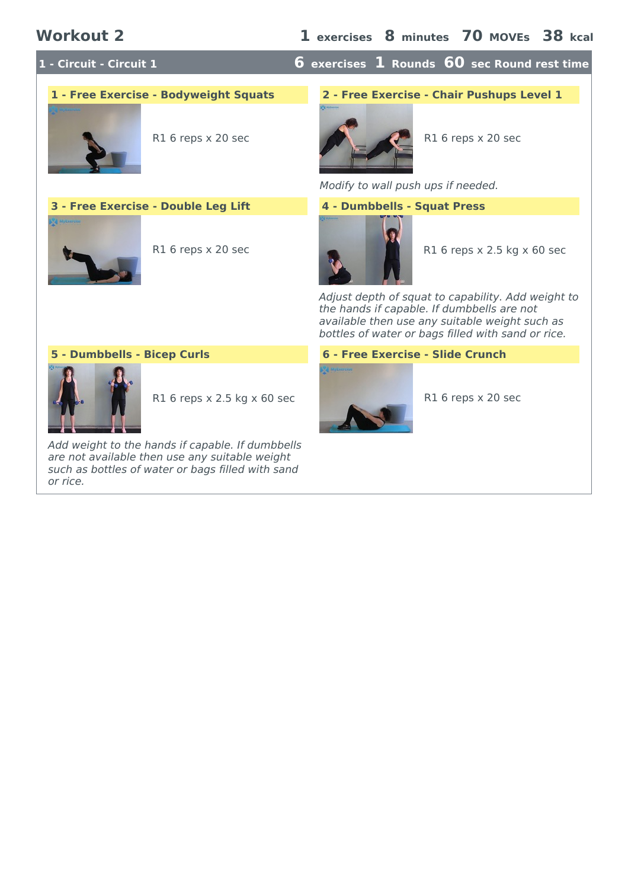# Workout 2

**1** exercises **8** minutes **70** MOVEs **38** kcal

## 1 - Circuit - Circuit 1

**6** exercises **1** Rounds **60** sec Round rest time

### 1 - Free Exercise - Bodyweight Squats

R1 6 reps x 20 sec

### 2 - Free Exercise - Chair Pushups Level 1

R1 6 reps x 20 sec

*Modify to wall push ups if needed.*

### 3 - Free Exercise - Double Leg Lift

R1 6 reps x 20 sec

### 4 - Dumbbells - Squat Press

R1 6 reps x 2.5 kg x 60 sec

*Adjust depth of squat to capability. Add weight to the hands if capable. If dumbbells are not available then use any suitable weight such as bottles of water or bags filled with sand or rice.*

### 5 - Dumbbells - Bicep Curls

R1 6 reps x 2.5 kg x 60 sec

*Add weight to the hands if capable. If dumbbells are not available then use any suitable weight such as bottles of water or bags filled with sand or rice.*

### 6 - Free Exercise - Slide Crunch

R1 6 reps x 20 sec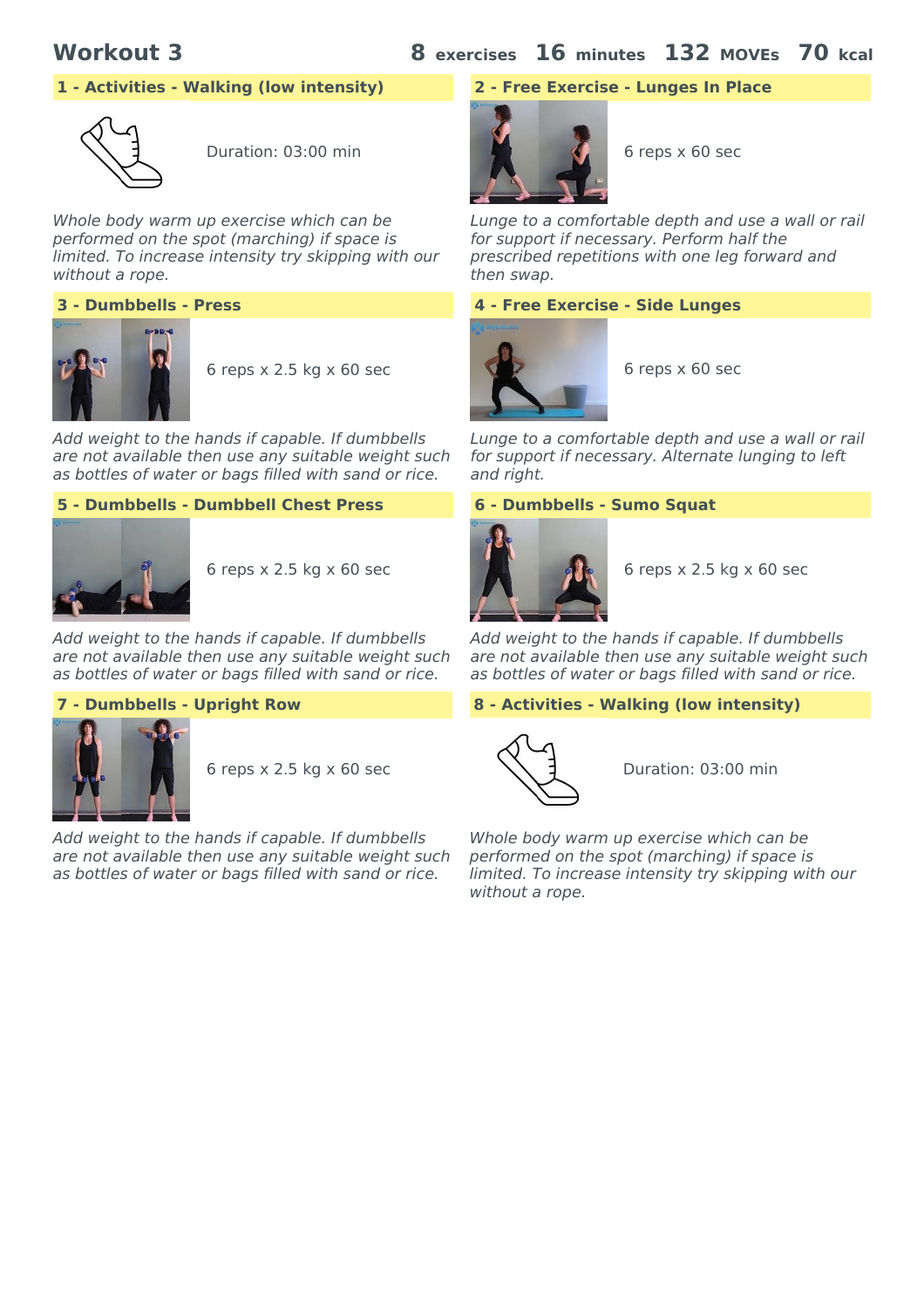# Workout 3

**8** exercises **16** minutes **132** MOVEs **70** kcal

### 1 - Activities - Walking (low intensity)

Duration: 03:00 min

*Whole body warm up exercise which can be performed on the spot (marching) if space is limited. To increase intensity try skipping with our without a rope.*

### 2 - Free Exercise - Lunges In Place

6 reps x 60 sec

*Lunge to a comfortable depth and use a wall or rail for support if necessary. Perform half the prescribed repetitions with one leg forward and then swap.*

### 3 - Dumbbells - Press

6 reps x 2.5 kg x 60 sec

*Add weight to the hands if capable. If dumbbells are not available then use any suitable weight such as bottles of water or bags filled with sand or rice.*

### 4 - Free Exercise - Side Lunges

6 reps x 60 sec

*Lunge to a comfortable depth and use a wall or rail for support if necessary. Alternate lunging to left and right.*

### 5 - Dumbbells - Dumbbell Chest Press

6 reps x 2.5 kg x 60 sec

*Add weight to the hands if capable. If dumbbells are not available then use any suitable weight such as bottles of water or bags filled with sand or rice.*

### 6 - Dumbbells - Sumo Squat

6 reps x 2.5 kg x 60 sec

*Add weight to the hands if capable. If dumbbells are not available then use any suitable weight such as bottles of water or bags filled with sand or rice.*

### 7 - Dumbbells - Upright Row

6 reps x 2.5 kg x 60 sec

*Add weight to the hands if capable. If dumbbells are not available then use any suitable weight such as bottles of water or bags filled with sand or rice.*

### 8 - Activities - Walking (low intensity)

Duration: 03:00 min

*Whole body warm up exercise which can be performed on the spot (marching) if space is limited. To increase intensity try skipping with our without a rope.*